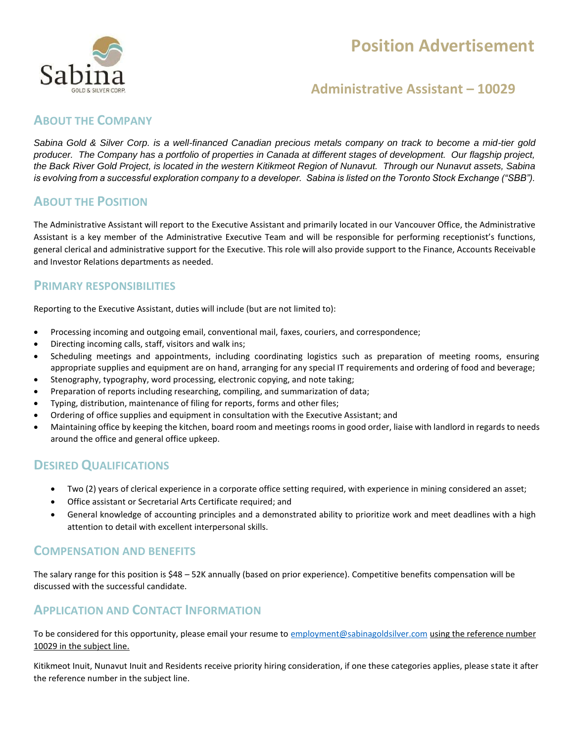Sabina

GOLD & SILVER CORP.

# Position Advertisement

## Administrative Assistant – 10029

## About the Company

*Sabina Gold & Silver Corp. is a well-financed Canadian precious metals company on track to become a mid-tier gold producer. The Company has a portfolio of properties in Canada at different stages of development. Our flagship project, the Back River Gold Project, is located in the western Kitikmeot Region of Nunavut. Through our Nunavut assets, Sabina is evolving from a successful exploration company to a developer. Sabina is listed on the Toronto Stock Exchange ("SBB").*

## About the Position

The Administrative Assistant will report to the Executive Assistant and primarily located in our Vancouver Office, the Administrative Assistant is a key member of the Administrative Executive Team and will be responsible for performing receptionist's functions, general clerical and administrative support for the Executive. This role will also provide support to the Finance, Accounts Receivable and Investor Relations departments as needed.

## Primary Responsibilities

Reporting to the Executive Assistant, duties will include (but are not limited to):

- Processing incoming and outgoing email, conventional mail, faxes, couriers, and correspondence;
- Directing incoming calls, staff, visitors and walk ins;
- Scheduling meetings and appointments, including coordinating logistics such as preparation of meeting rooms, ensuring appropriate supplies and equipment are on hand, arranging for any special IT requirements and ordering of food and beverage;
- Stenography, typography, word processing, electronic copying, and note taking;
- Preparation of reports including researching, compiling, and summarization of data;
- Typing, distribution, maintenance of filing for reports, forms and other files;
- Ordering of office supplies and equipment in consultation with the Executive Assistant; and
- Maintaining office by keeping the kitchen, board room and meetings rooms in good order, liaise with landlord in regards to needs around the office and general office upkeep.

## Desired Qualifications

- Two (2) years of clerical experience in a corporate office setting required, with experience in mining considered an asset;
- Office assistant or Secretarial Arts Certificate required; and
- General knowledge of accounting principles and a demonstrated ability to prioritize work and meet deadlines with a high attention to detail with excellent interpersonal skills.

## Compensation and Benefits

The salary range for this position is $48 – 52K annually (based on prior experience). Competitive benefits compensation will be discussed with the successful candidate.

## Application and Contact Information

To be considered for this opportunity, please email your resume to employment@sabinagoldsilver.com using the reference number 10029 in the subject line.

Kitikmeot Inuit, Nunavut Inuit and Residents receive priority hiring consideration, if one these categories applies, please state it after the reference number in the subject line.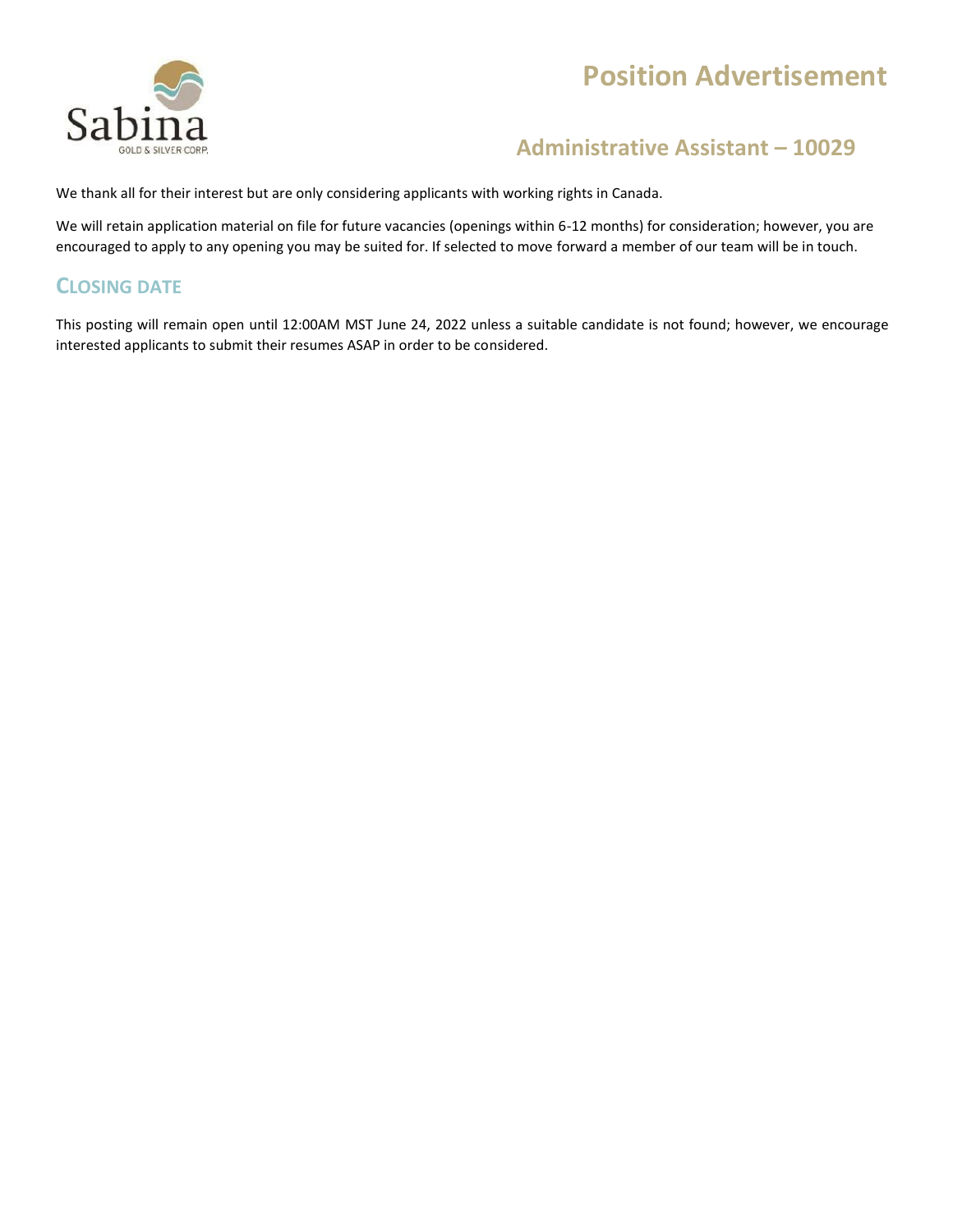# Position Advertisement

## Administrative Assistant – 10029

We thank all for their interest but are only considering applicants with working rights in Canada.

We will retain application material on file for future vacancies (openings within 6-12 months) for consideration; however, you are encouraged to apply to any opening you may be suited for. If selected to move forward a member of our team will be in touch.

## CLOSING DATE

This posting will remain open until 12:00AM MST June 24, 2022 unless a suitable candidate is not found; however, we encourage interested applicants to submit their resumes ASAP in order to be considered.